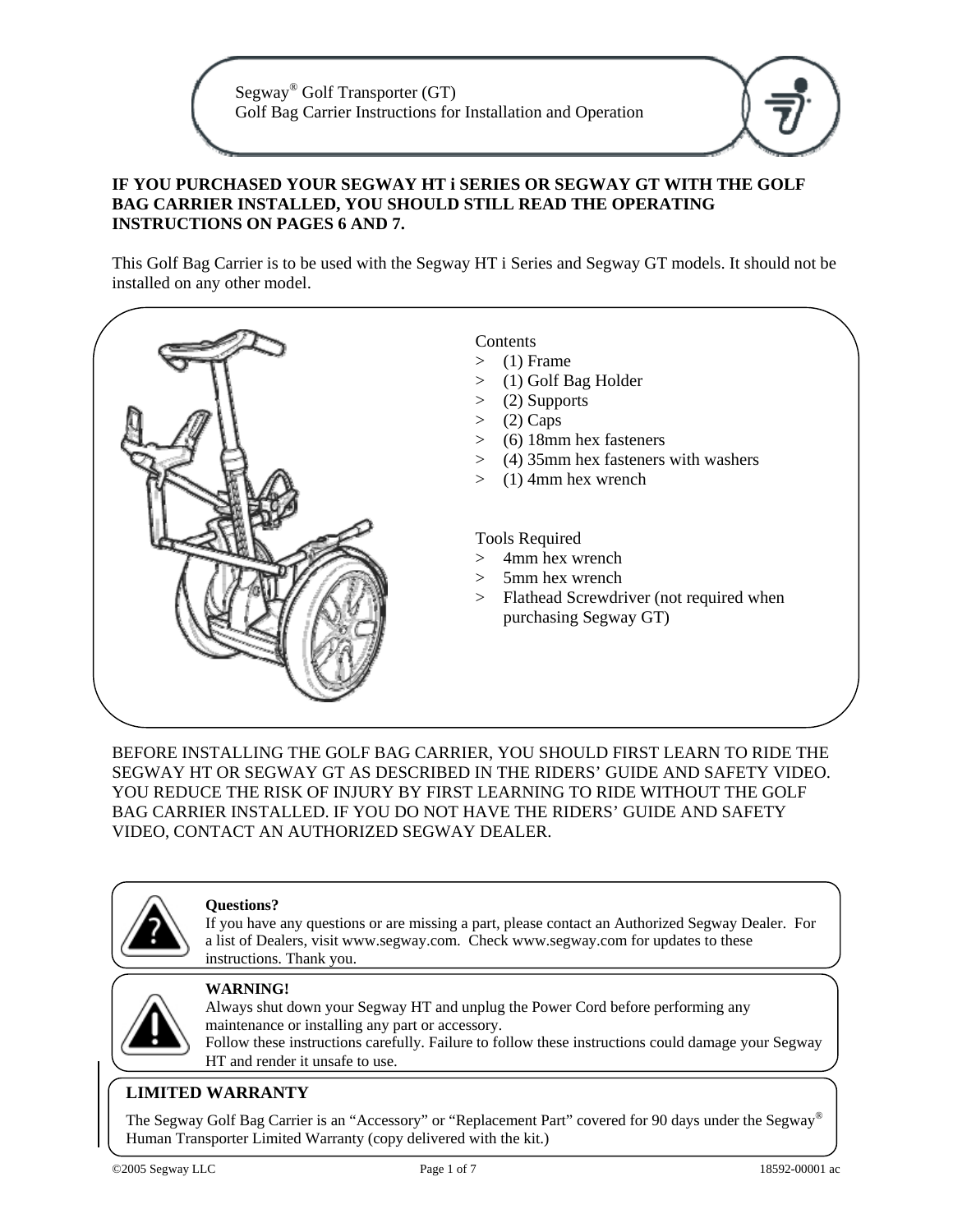# Segway® Golf Transporter (GT)
## Golf Bag Carrier Instructions for Installation and Operation

**IF YOU PURCHASED YOUR SEGWAY HT i SERIES OR SEGWAY GT WITH THE GOLF BAG CARRIER INSTALLED, YOU SHOULD STILL READ THE OPERATING INSTRUCTIONS ON PAGES 6 AND 7.**

This Golf Bag Carrier is to be used with the Segway HT i Series and Segway GT models. It should not be installed on any other model.

Contents
- (1) Frame
- (1) Golf Bag Holder
- (2) Supports
- (2) Caps
- (6) 18mm hex fasteners
- (4) 35mm hex fasteners with washers
- (1) 4mm hex wrench

Tools Required
- 4mm hex wrench
- 5mm hex wrench
- Flathead Screwdriver (not required when purchasing Segway GT)

BEFORE INSTALLING THE GOLF BAG CARRIER, YOU SHOULD FIRST LEARN TO RIDE THE SEGWAY HT OR SEGWAY GT AS DESCRIBED IN THE RIDERS' GUIDE AND SAFETY VIDEO. YOU REDUCE THE RISK OF INJURY BY FIRST LEARNING TO RIDE WITHOUT THE GOLF BAG CARRIER INSTALLED. IF YOU DO NOT HAVE THE RIDERS' GUIDE AND SAFETY VIDEO, CONTACT AN AUTHORIZED SEGWAY DEALER.

**Questions?**
If you have any questions or are missing a part, please contact an Authorized Segway Dealer. For a list of Dealers, visit www.segway.com. Check www.segway.com for updates to these instructions. Thank you.

**WARNING!**
Always shut down your Segway HT and unplug the Power Cord before performing any maintenance or installing any part or accessory.
Follow these instructions carefully. Failure to follow these instructions could damage your Segway HT and render it unsafe to use.

**LIMITED WARRANTY**

The Segway Golf Bag Carrier is an "Accessory" or "Replacement Part" covered for 90 days under the Segway® Human Transporter Limited Warranty (copy delivered with the kit.)

©2005 Segway LLC 18592-00001 ac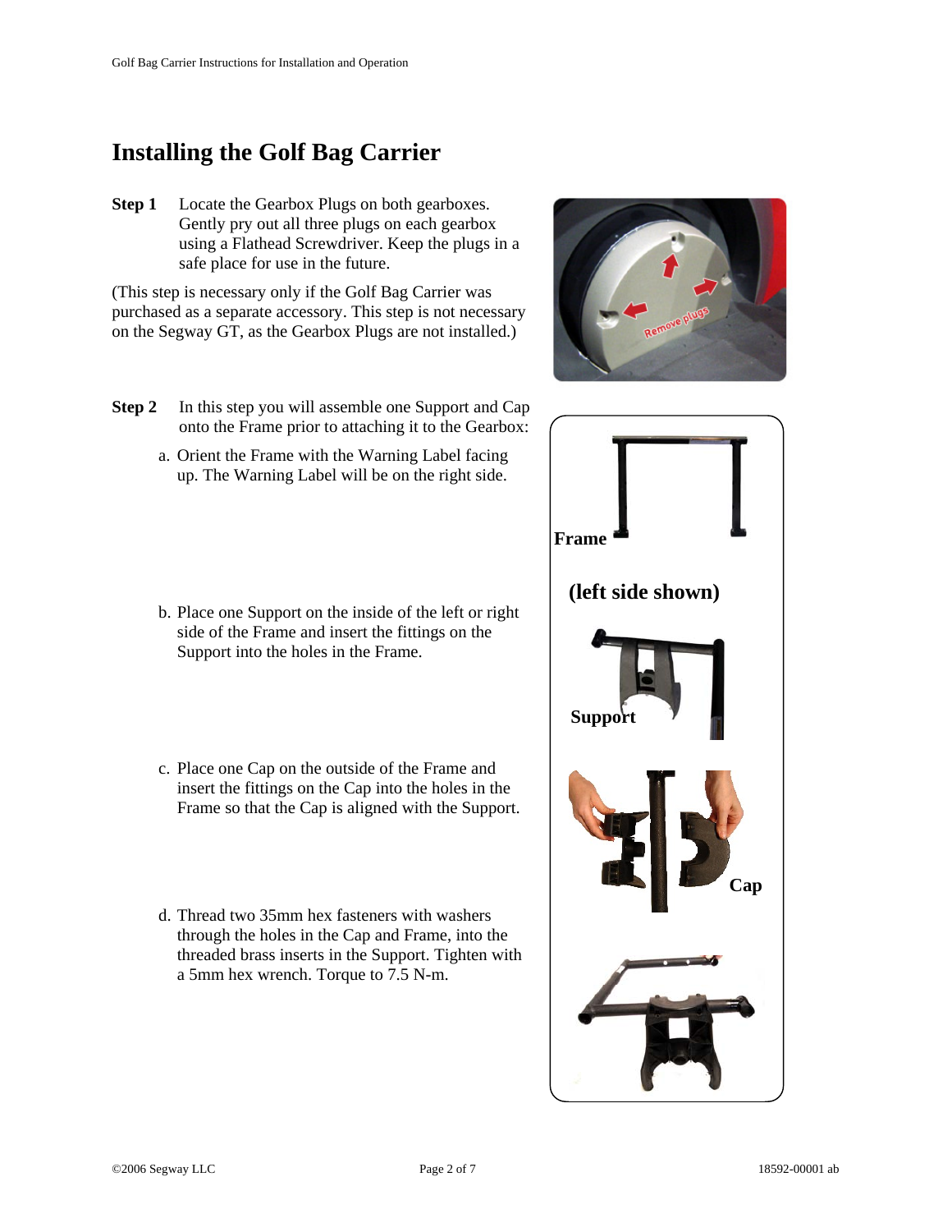# Installing the Golf Bag Carrier

**Step 1** Locate the Gearbox Plugs on both gearboxes. Gently pry out all three plugs on each gearbox using a Flathead Screwdriver. Keep the plugs in a safe place for use in the future.

(This step is necessary only if the Golf Bag Carrier was purchased as a separate accessory. This step is not necessary on the Segway GT, as the Gearbox Plugs are not installed.)

**Step 2** In this step you will assemble one Support and Cap onto the Frame prior to attaching it to the Gearbox:

a. Orient the Frame with the Warning Label facing up. The Warning Label will be on the right side.

b. Place one Support on the inside of the left or right side of the Frame and insert the fittings on the Support into the holes in the Frame.

c. Place one Cap on the outside of the Frame and insert the fittings on the Cap into the holes in the Frame so that the Cap is aligned with the Support.

d. Thread two 35mm hex fasteners with washers through the holes in the Cap and Frame, into the threaded brass inserts in the Support. Tighten with a 5mm hex wrench. Torque to 7.5 N-m.

**Frame**

**(left side shown)**

**Support**

**Cap**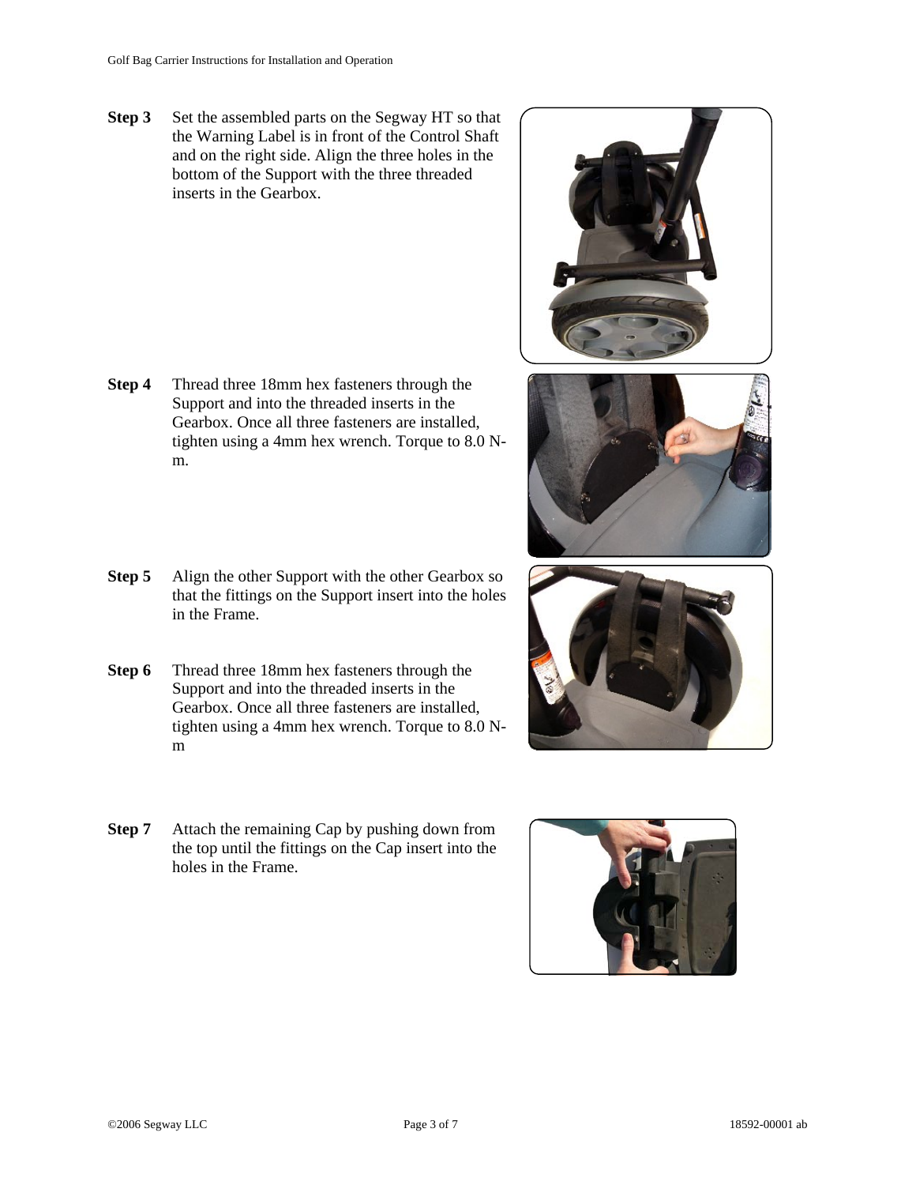**Step 3** Set the assembled parts on the Segway HT so that the Warning Label is in front of the Control Shaft and on the right side. Align the three holes in the bottom of the Support with the three threaded inserts in the Gearbox.

**Step 4** Thread three 18mm hex fasteners through the Support and into the threaded inserts in the Gearbox. Once all three fasteners are installed, tighten using a 4mm hex wrench. Torque to 8.0 N-m.

**Step 5** Align the other Support with the other Gearbox so that the fittings on the Support insert into the holes in the Frame.

**Step 6** Thread three 18mm hex fasteners through the Support and into the threaded inserts in the Gearbox. Once all three fasteners are installed, tighten using a 4mm hex wrench. Torque to 8.0 N-m

**Step 7** Attach the remaining Cap by pushing down from the top until the fittings on the Cap insert into the holes in the Frame.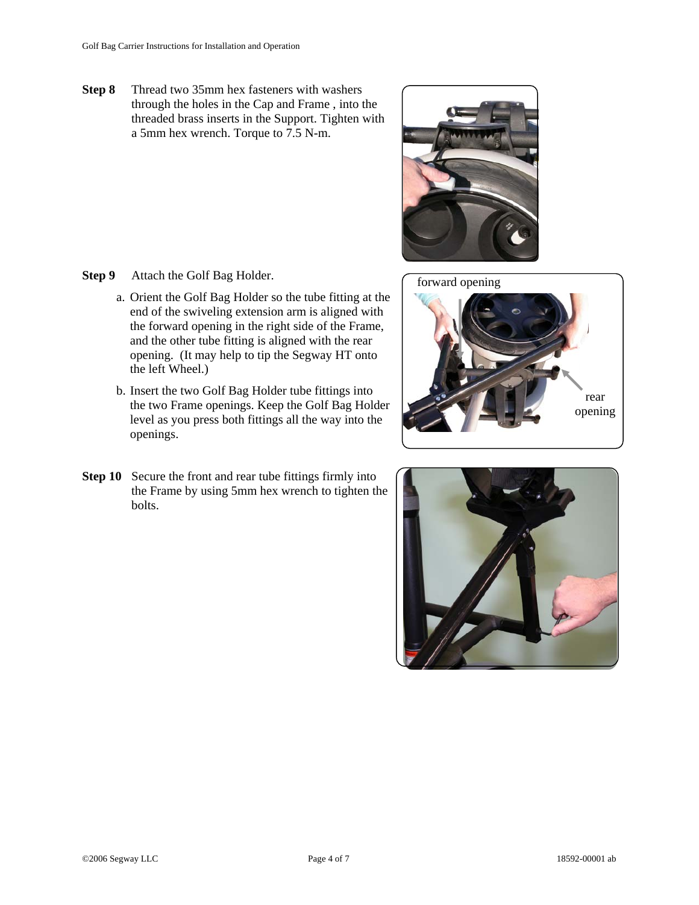**Step 8** Thread two 35mm hex fasteners with washers through the holes in the Cap and Frame , into the threaded brass inserts in the Support. Tighten with a 5mm hex wrench. Torque to 7.5 N-m.

**Step 9** Attach the Golf Bag Holder.

a. Orient the Golf Bag Holder so the tube fitting at the end of the swiveling extension arm is aligned with the forward opening in the right side of the Frame, and the other tube fitting is aligned with the rear opening. (It may help to tip the Segway HT onto the left Wheel.)

b. Insert the two Golf Bag Holder tube fittings into the two Frame openings. Keep the Golf Bag Holder level as you press both fittings all the way into the openings.

**Step 10** Secure the front and rear tube fittings firmly into the Frame by using 5mm hex wrench to tighten the bolts.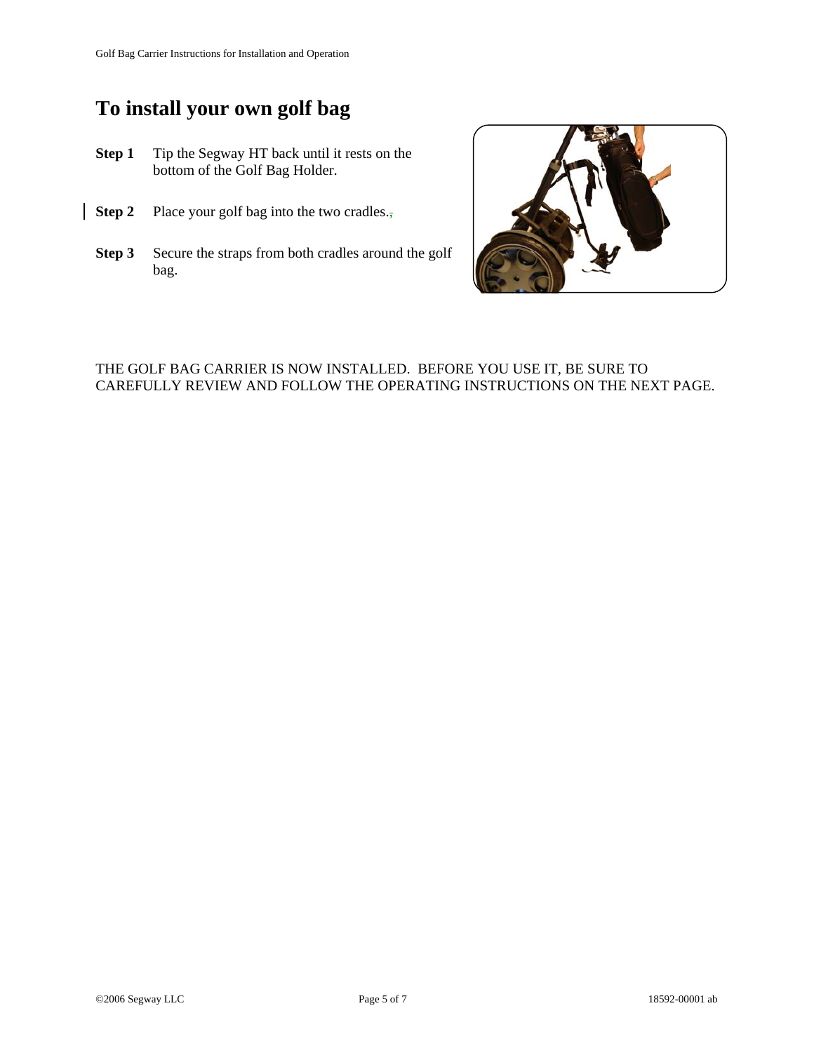# To install your own golf bag

**Step 1** Tip the Segway HT back until it rests on the bottom of the Golf Bag Holder.

**Step 2** Place your golf bag into the two cradles.

**Step 3** Secure the straps from both cradles around the golf bag.

THE GOLF BAG CARRIER IS NOW INSTALLED. BEFORE YOU USE IT, BE SURE TO CAREFULLY REVIEW AND FOLLOW THE OPERATING INSTRUCTIONS ON THE NEXT PAGE.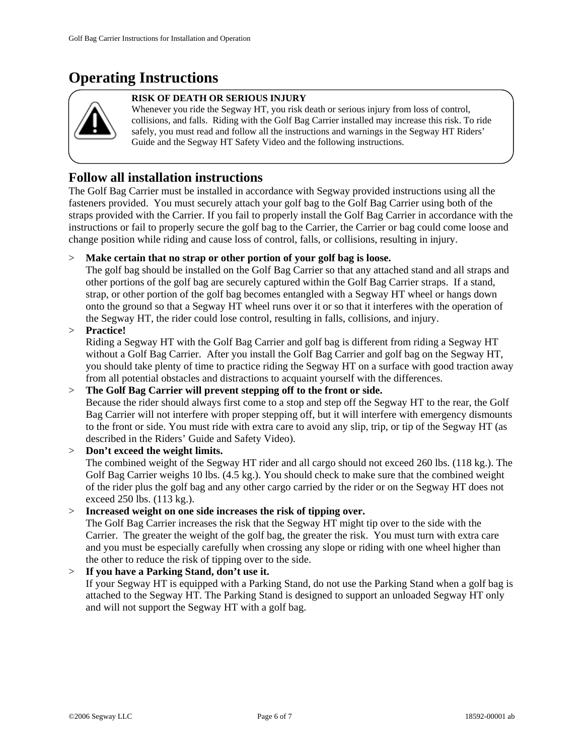# Operating Instructions

**RISK OF DEATH OR SERIOUS INJURY**
Whenever you ride the Segway HT, you risk death or serious injury from loss of control, collisions, and falls. Riding with the Golf Bag Carrier installed may increase this risk. To ride safely, you must read and follow all the instructions and warnings in the Segway HT Riders' Guide and the Segway HT Safety Video and the following instructions.

## Follow all installation instructions

The Golf Bag Carrier must be installed in accordance with Segway provided instructions using all the fasteners provided. You must securely attach your golf bag to the Golf Bag Carrier using both of the straps provided with the Carrier. If you fail to properly install the Golf Bag Carrier in accordance with the instructions or fail to properly secure the golf bag to the Carrier, the Carrier or bag could come loose and change position while riding and cause loss of control, falls, or collisions, resulting in injury.

> **Make certain that no strap or other portion of your golf bag is loose.**
The golf bag should be installed on the Golf Bag Carrier so that any attached stand and all straps and other portions of the golf bag are securely captured within the Golf Bag Carrier straps. If a stand, strap, or other portion of the golf bag becomes entangled with a Segway HT wheel or hangs down onto the ground so that a Segway HT wheel runs over it or so that it interferes with the operation of the Segway HT, the rider could lose control, resulting in falls, collisions, and injury.

> **Practice!**
Riding a Segway HT with the Golf Bag Carrier and golf bag is different from riding a Segway HT without a Golf Bag Carrier. After you install the Golf Bag Carrier and golf bag on the Segway HT, you should take plenty of time to practice riding the Segway HT on a surface with good traction away from all potential obstacles and distractions to acquaint yourself with the differences.

> **The Golf Bag Carrier will prevent stepping off to the front or side.**
Because the rider should always first come to a stop and step off the Segway HT to the rear, the Golf Bag Carrier will not interfere with proper stepping off, but it will interfere with emergency dismounts to the front or side. You must ride with extra care to avoid any slip, trip, or tip of the Segway HT (as described in the Riders' Guide and Safety Video).

> **Don't exceed the weight limits.**
The combined weight of the Segway HT rider and all cargo should not exceed 260 lbs. (118 kg.). The Golf Bag Carrier weighs 10 lbs. (4.5 kg.). You should check to make sure that the combined weight of the rider plus the golf bag and any other cargo carried by the rider or on the Segway HT does not exceed 250 lbs. (113 kg.).

> **Increased weight on one side increases the risk of tipping over.**
The Golf Bag Carrier increases the risk that the Segway HT might tip over to the side with the Carrier. The greater the weight of the golf bag, the greater the risk. You must turn with extra care and you must be especially carefully when crossing any slope or riding with one wheel higher than the other to reduce the risk of tipping over to the side.

> **If you have a Parking Stand, don't use it.**
If your Segway HT is equipped with a Parking Stand, do not use the Parking Stand when a golf bag is attached to the Segway HT. The Parking Stand is designed to support an unloaded Segway HT only and will not support the Segway HT with a golf bag.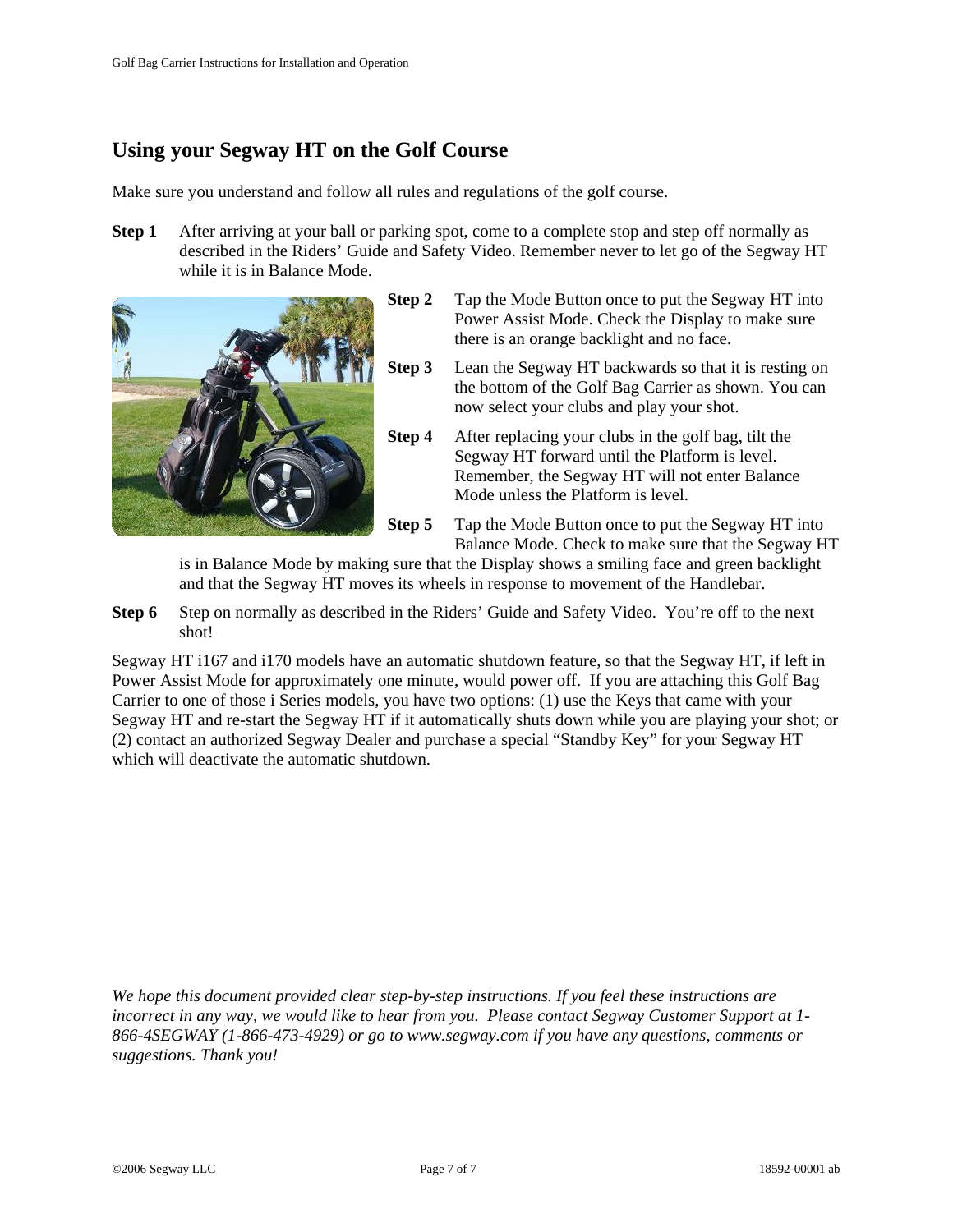## Using your Segway HT on the Golf Course

Make sure you understand and follow all rules and regulations of the golf course.

**Step 1** After arriving at your ball or parking spot, come to a complete stop and step off normally as described in the Riders' Guide and Safety Video. Remember never to let go of the Segway HT while it is in Balance Mode.

**Step 2** Tap the Mode Button once to put the Segway HT into Power Assist Mode. Check the Display to make sure there is an orange backlight and no face.

**Step 3** Lean the Segway HT backwards so that it is resting on the bottom of the Golf Bag Carrier as shown. You can now select your clubs and play your shot.

**Step 4** After replacing your clubs in the golf bag, tilt the Segway HT forward until the Platform is level. Remember, the Segway HT will not enter Balance Mode unless the Platform is level.

**Step 5** Tap the Mode Button once to put the Segway HT into Balance Mode. Check to make sure that the Segway HT is in Balance Mode by making sure that the Display shows a smiling face and green backlight and that the Segway HT moves its wheels in response to movement of the Handlebar.

**Step 6** Step on normally as described in the Riders' Guide and Safety Video. You're off to the next shot!

Segway HT i167 and i170 models have an automatic shutdown feature, so that the Segway HT, if left in Power Assist Mode for approximately one minute, would power off. If you are attaching this Golf Bag Carrier to one of those i Series models, you have two options: (1) use the Keys that came with your Segway HT and re-start the Segway HT if it automatically shuts down while you are playing your shot; or (2) contact an authorized Segway Dealer and purchase a special "Standby Key" for your Segway HT which will deactivate the automatic shutdown.

*We hope this document provided clear step-by-step instructions. If you feel these instructions are incorrect in any way, we would like to hear from you. Please contact Segway Customer Support at 1-866-4SEGWAY (1-866-473-4929) or go to www.segway.com if you have any questions, comments or suggestions. Thank you!*

©2006 Segway LLC 18592-00001 ab